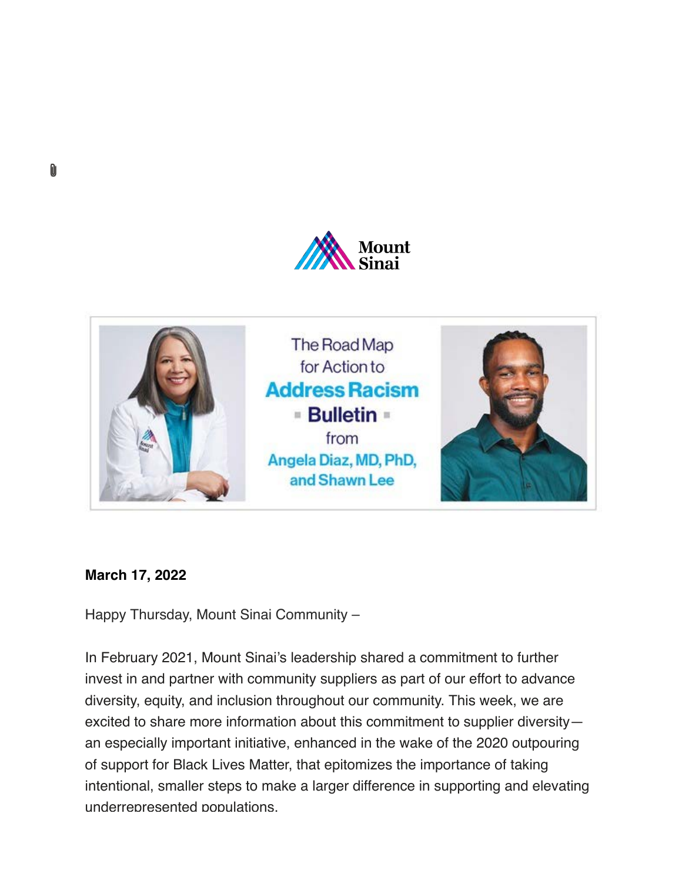Mount Sinai

The Road Map for Action to **Address Racism** ▪ **Bulletin** ▪ from Angela Diaz, MD, PhD, and Shawn Lee

**March 17, 2022**

Happy Thursday, Mount Sinai Community –

In February 2021, Mount Sinai's leadership shared a commitment to further invest in and partner with community suppliers as part of our effort to advance diversity, equity, and inclusion throughout our community. This week, we are excited to share more information about this commitment to supplier diversity—an especially important initiative, enhanced in the wake of the 2020 outpouring of support for Black Lives Matter, that epitomizes the importance of taking intentional, smaller steps to make a larger difference in supporting and elevating underrepresented populations.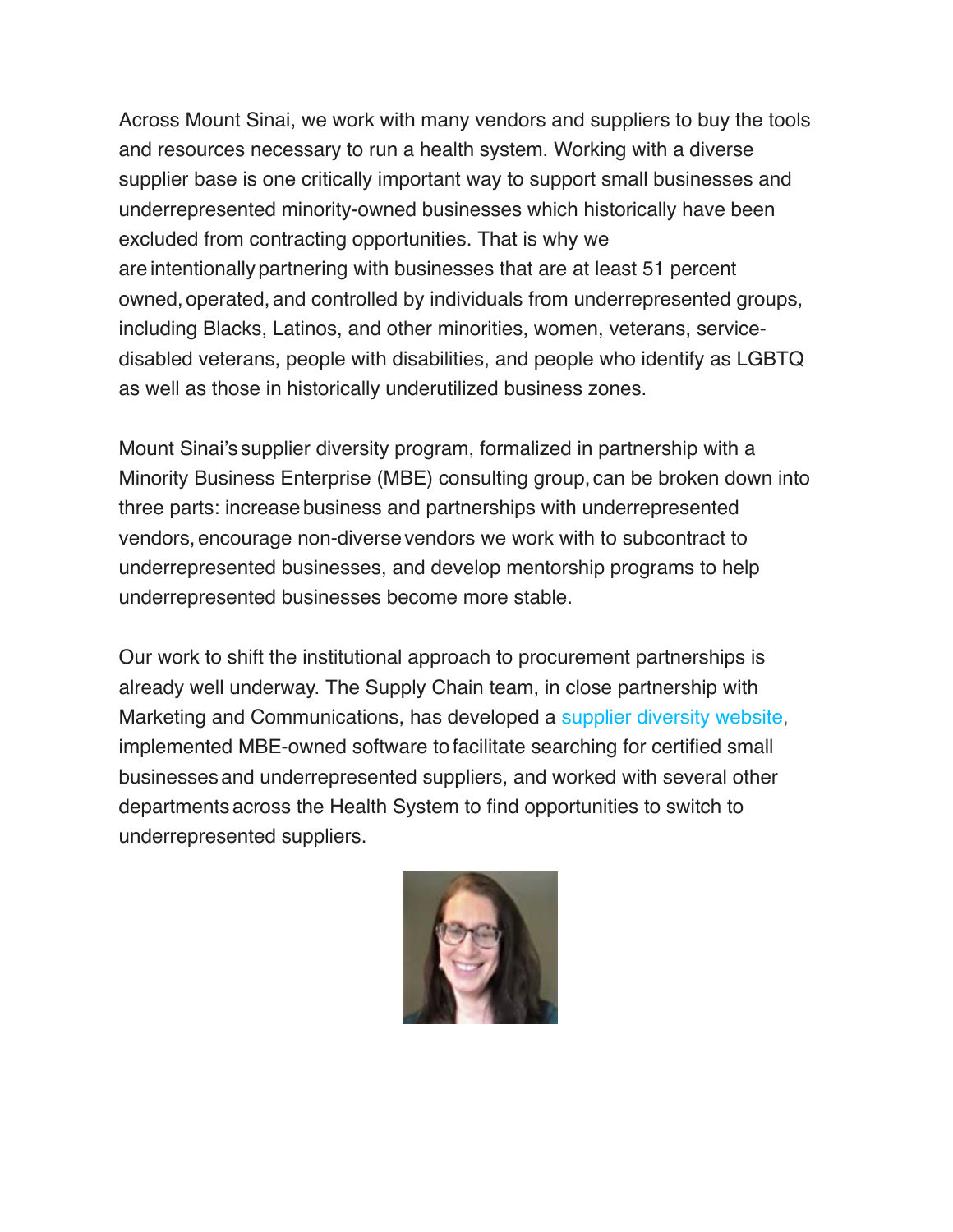Across Mount Sinai, we work with many vendors and suppliers to buy the tools and resources necessary to run a health system. Working with a diverse supplier base is one critically important way to support small businesses and underrepresented minority-owned businesses which historically have been excluded from contracting opportunities. That is why we are intentionally partnering with businesses that are at least 51 percent owned, operated, and controlled by individuals from underrepresented groups, including Blacks, Latinos, and other minorities, women, veterans, service-disabled veterans, people with disabilities, and people who identify as LGBTQ as well as those in historically underutilized business zones.

Mount Sinai's supplier diversity program, formalized in partnership with a Minority Business Enterprise (MBE) consulting group, can be broken down into three parts: increase business and partnerships with underrepresented vendors, encourage non-diverse vendors we work with to subcontract to underrepresented businesses, and develop mentorship programs to help underrepresented businesses become more stable.

Our work to shift the institutional approach to procurement partnerships is already well underway. The Supply Chain team, in close partnership with Marketing and Communications, has developed a supplier diversity website, implemented MBE-owned software to facilitate searching for certified small businesses and underrepresented suppliers, and worked with several other departments across the Health System to find opportunities to switch to underrepresented suppliers.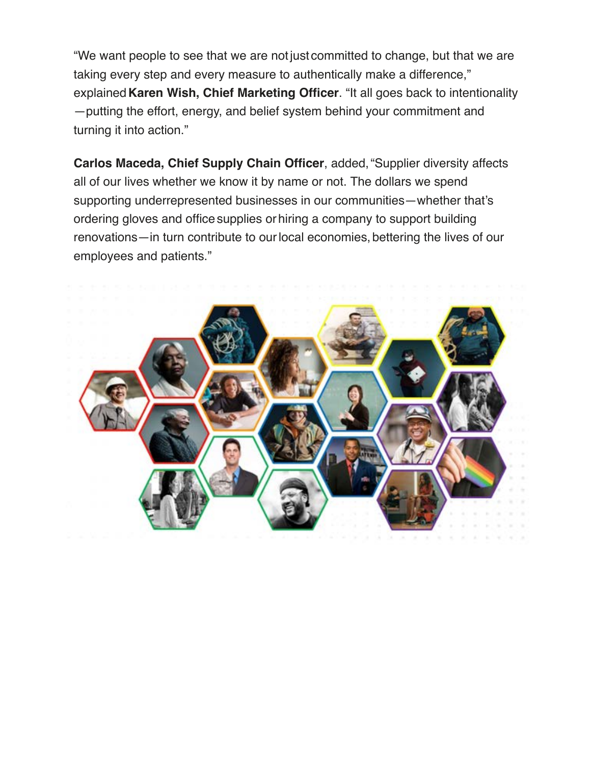"We want people to see that we are not just committed to change, but that we are taking every step and every measure to authentically make a difference," explained **Karen Wish, Chief Marketing Officer**. "It all goes back to intentionality—putting the effort, energy, and belief system behind your commitment and turning it into action."

**Carlos Maceda, Chief Supply Chain Officer**, added, "Supplier diversity affects all of our lives whether we know it by name or not. The dollars we spend supporting underrepresented businesses in our communities—whether that's ordering gloves and office supplies or hiring a company to support building renovations—in turn contribute to our local economies, bettering the lives of our employees and patients."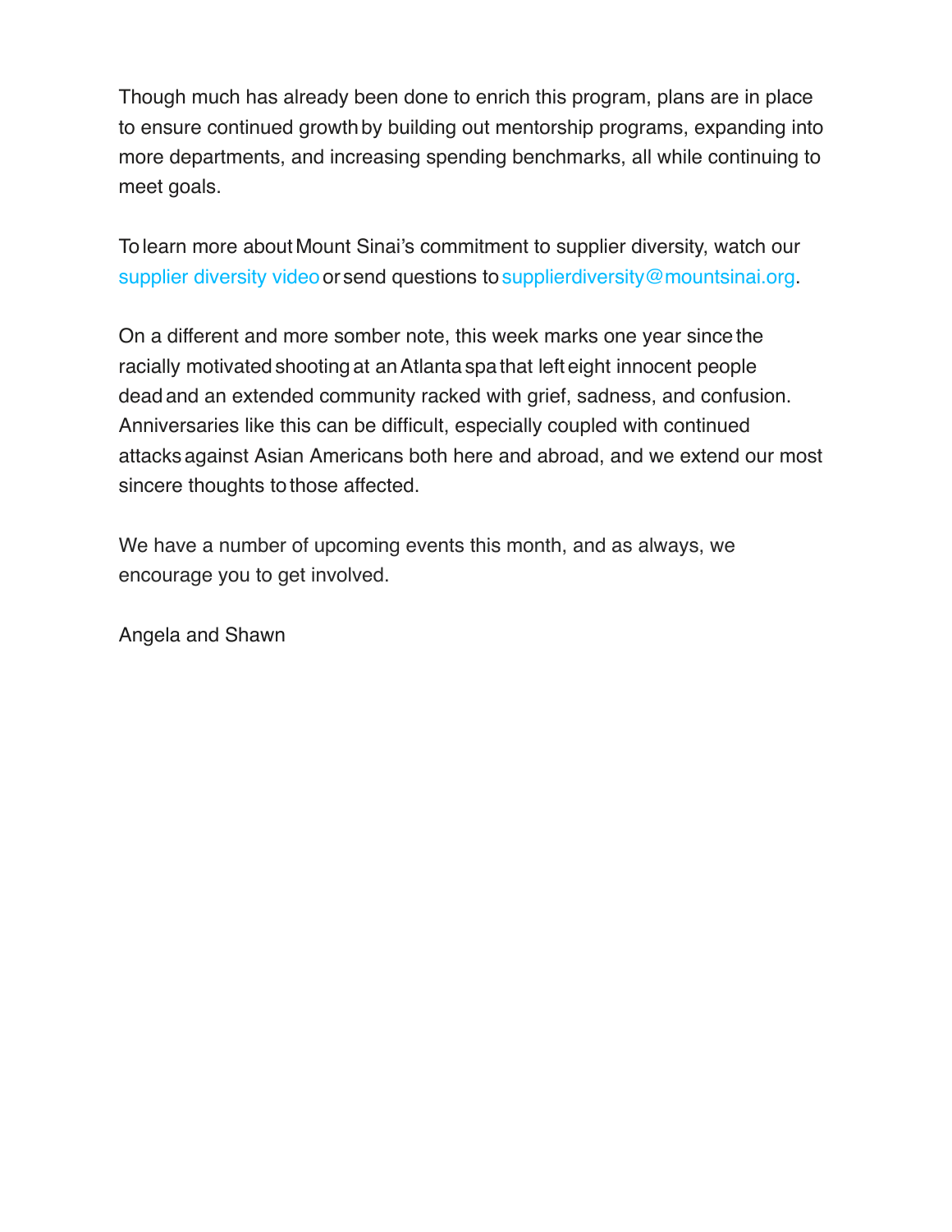Though much has already been done to enrich this program, plans are in place to ensure continued growth by building out mentorship programs, expanding into more departments, and increasing spending benchmarks, all while continuing to meet goals.

To learn more about Mount Sinai's commitment to supplier diversity, watch our supplier diversity video or send questions to supplierdiversity@mountsinai.org.

On a different and more somber note, this week marks one year since the racially motivated shooting at an Atlanta spa that left eight innocent people dead and an extended community racked with grief, sadness, and confusion. Anniversaries like this can be difficult, especially coupled with continued attacks against Asian Americans both here and abroad, and we extend our most sincere thoughts to those affected.

We have a number of upcoming events this month, and as always, we encourage you to get involved.

Angela and Shawn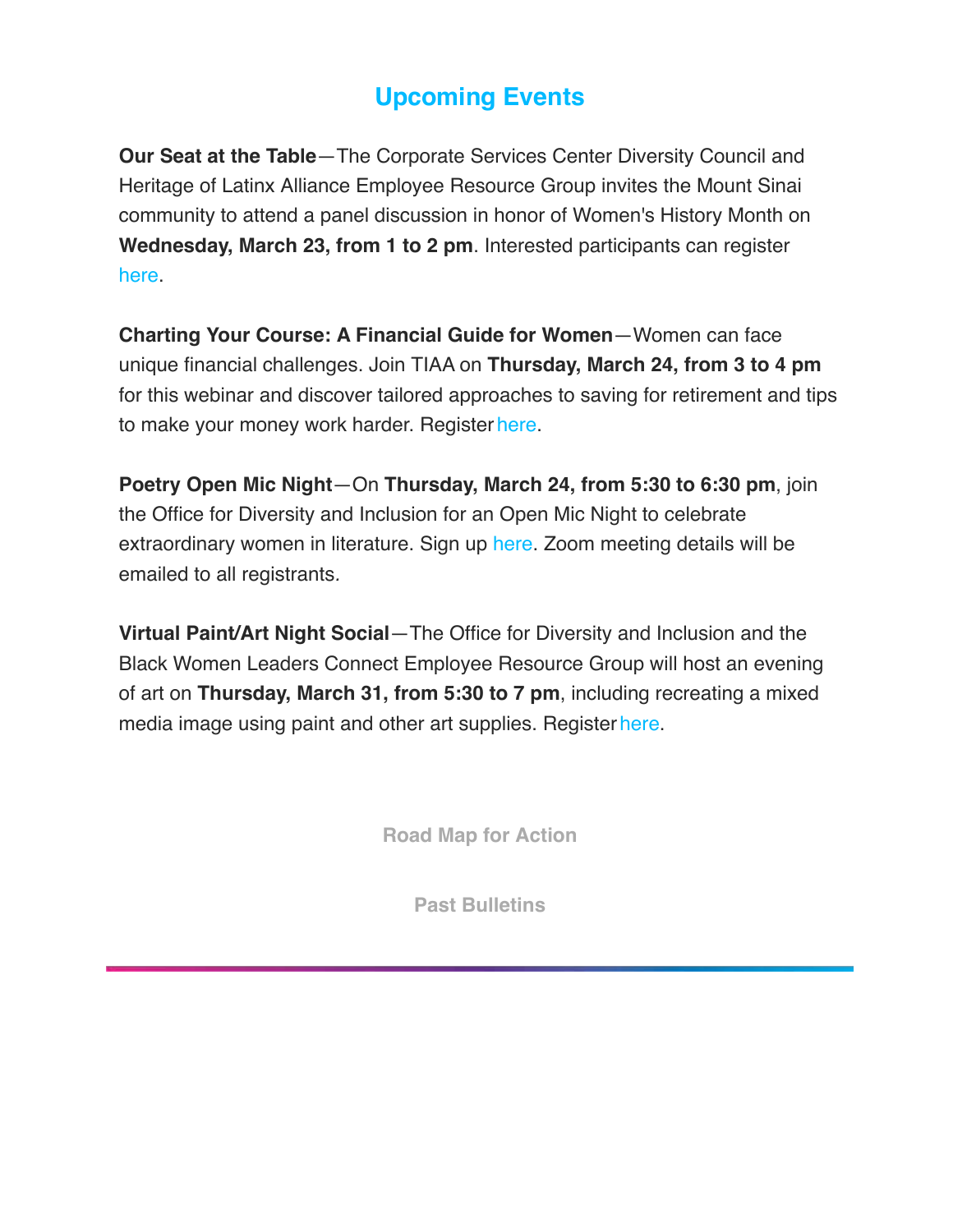## Upcoming Events

**Our Seat at the Table**—The Corporate Services Center Diversity Council and Heritage of Latinx Alliance Employee Resource Group invites the Mount Sinai community to attend a panel discussion in honor of Women's History Month on **Wednesday, March 23, from 1 to 2 pm**. Interested participants can register here.

**Charting Your Course: A Financial Guide for Women**—Women can face unique financial challenges. Join TIAA on **Thursday, March 24, from 3 to 4 pm** for this webinar and discover tailored approaches to saving for retirement and tips to make your money work harder. Register here.

**Poetry Open Mic Night**—On **Thursday, March 24, from 5:30 to 6:30 pm**, join the Office for Diversity and Inclusion for an Open Mic Night to celebrate extraordinary women in literature. Sign up here. Zoom meeting details will be emailed to all registrants.

**Virtual Paint/Art Night Social**—The Office for Diversity and Inclusion and the Black Women Leaders Connect Employee Resource Group will host an evening of art on **Thursday, March 31, from 5:30 to 7 pm**, including recreating a mixed media image using paint and other art supplies. Register here.

**Road Map for Action**

**Past Bulletins**